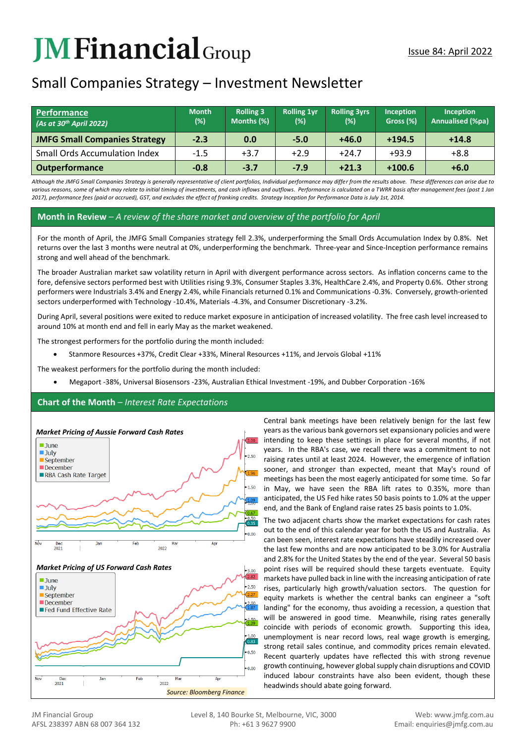# JM Financial Group

Issue 84: April 2022

## Small Companies Strategy – Investment Newsletter

| **Performance** *(As at 30th April 2022)* | Month (%) | Rolling 3 Months (%) | Rolling 1yr (%) | Rolling 3yrs (%) | Inception Gross (%) | Inception Annualised (%pa) |
|---|---|---|---|---|---|---|
| **JMFG Small Companies Strategy** | **-2.3** | **0.0** | **-5.0** | **+46.0** | **+194.5** | **+14.8** |
| Small Ords Accumulation Index | -1.5 | +3.7 | +2.9 | +24.7 | +93.9 | +8.8 |
| **Outperformance** | **-0.8** | **-3.7** | **-7.9** | **+21.3** | **+100.6** | **+6.0** |

*Although the JMFG Small Companies Strategy is generally representative of client portfolios, Individual performance may differ from the results above. These differences can arise due to various reasons, some of which may relate to initial timing of investments, and cash inflows and outflows. Performance is calculated on a TWRR basis after management fees (post 1 Jan 2017), performance fees (paid or accrued), GST, and excludes the effect of franking credits. Strategy Inception for Performance Data is July 1st, 2014.*

## Month in Review – *A review of the share market and overview of the portfolio for April*

For the month of April, the JMFG Small Companies strategy fell 2.3%, underperforming the Small Ords Accumulation Index by 0.8%. Net returns over the last 3 months were neutral at 0%, underperforming the benchmark. Three-year and Since-Inception performance remains strong and well ahead of the benchmark.

The broader Australian market saw volatility return in April with divergent performance across sectors. As inflation concerns came to the fore, defensive sectors performed best with Utilities rising 9.3%, Consumer Staples 3.3%, HealthCare 2.4%, and Property 0.6%. Other strong performers were Industrials 3.4% and Energy 2.4%, while Financials returned 0.1% and Communications -0.3%. Conversely, growth-oriented sectors underperformed with Technology -10.4%, Materials -4.3%, and Consumer Discretionary -3.2%.

During April, several positions were exited to reduce market exposure in anticipation of increased volatility. The free cash level increased to around 10% at month end and fell in early May as the market weakened.

The strongest performers for the portfolio during the month included:

- Stanmore Resources +37%, Credit Clear +33%, Mineral Resources +11%, and Jervois Global +11%

The weakest performers for the portfolio during the month included:

- Megaport -38%, Universal Biosensors -23%, Australian Ethical Investment -19%, and Dubber Corporation -16%

## Chart of the Month – *Interest Rate Expectations*

*Market Pricing of Aussie Forward Cash Rates*

June
July
September
December
RBA Cash Rate Target

3.00
2.50
1.96
1.50
1.09
1.00
0.67
0.50
0.35
0.00

Nov
Dec 2021
Jan
Feb
2022
Mar
Apr

*Market Pricing of US Forward Cash Rates*

June
July
September
December
Fed Fund Effective Rate

3.00
2.82
2.50
2.27
2.00
1.87
1.50
1.39
1.00
0.83
0.50
0.00

Nov
Dec 2021
Jan
Feb
2022
Mar
Apr

*Source: Bloomberg Finance*

Central bank meetings have been relatively benign for the last few years as the various bank governors set expansionary policies and were intending to keep these settings in place for several months, if not years. In the RBA's case, we recall there was a commitment to not raising rates until at least 2024. However, the emergence of inflation sooner, and stronger than expected, meant that May's round of meetings has been the most eagerly anticipated for some time. So far in May, we have seen the RBA lift rates to 0.35%, more than anticipated, the US Fed hike rates 50 basis points to 1.0% at the upper end, and the Bank of England raise rates 25 basis points to 1.0%.

The two adjacent charts show the market expectations for cash rates out to the end of this calendar year for both the US and Australia. As can been seen, interest rate expectations have steadily increased over the last few months and are now anticipated to be 3.0% for Australia and 2.8% for the United States by the end of the year. Several 50 basis point rises will be required should these targets eventuate. Equity markets have pulled back in line with the increasing anticipation of rate rises, particularly high growth/valuation sectors. The question for equity markets is whether the central banks can engineer a "soft landing" for the economy, thus avoiding a recession, a question that will be answered in good time. Meanwhile, rising rates generally coincide with periods of economic growth. Supporting this idea, unemployment is near record lows, real wage growth is emerging, strong retail sales continue, and commodity prices remain elevated. Recent quarterly updates have reflected this with strong revenue growth continuing, however global supply chain disruptions and COVID induced labour constraints have also been evident, though these headwinds should abate going forward.

JM Financial Group
AFSL 238397 ABN 68 007 364 132

Level 8, 140 Bourke St, Melbourne, VIC, 3000
Ph: +61 3 9627 9900

Web: www.jmfg.com.au
Email: enquiries@jmfg.com.au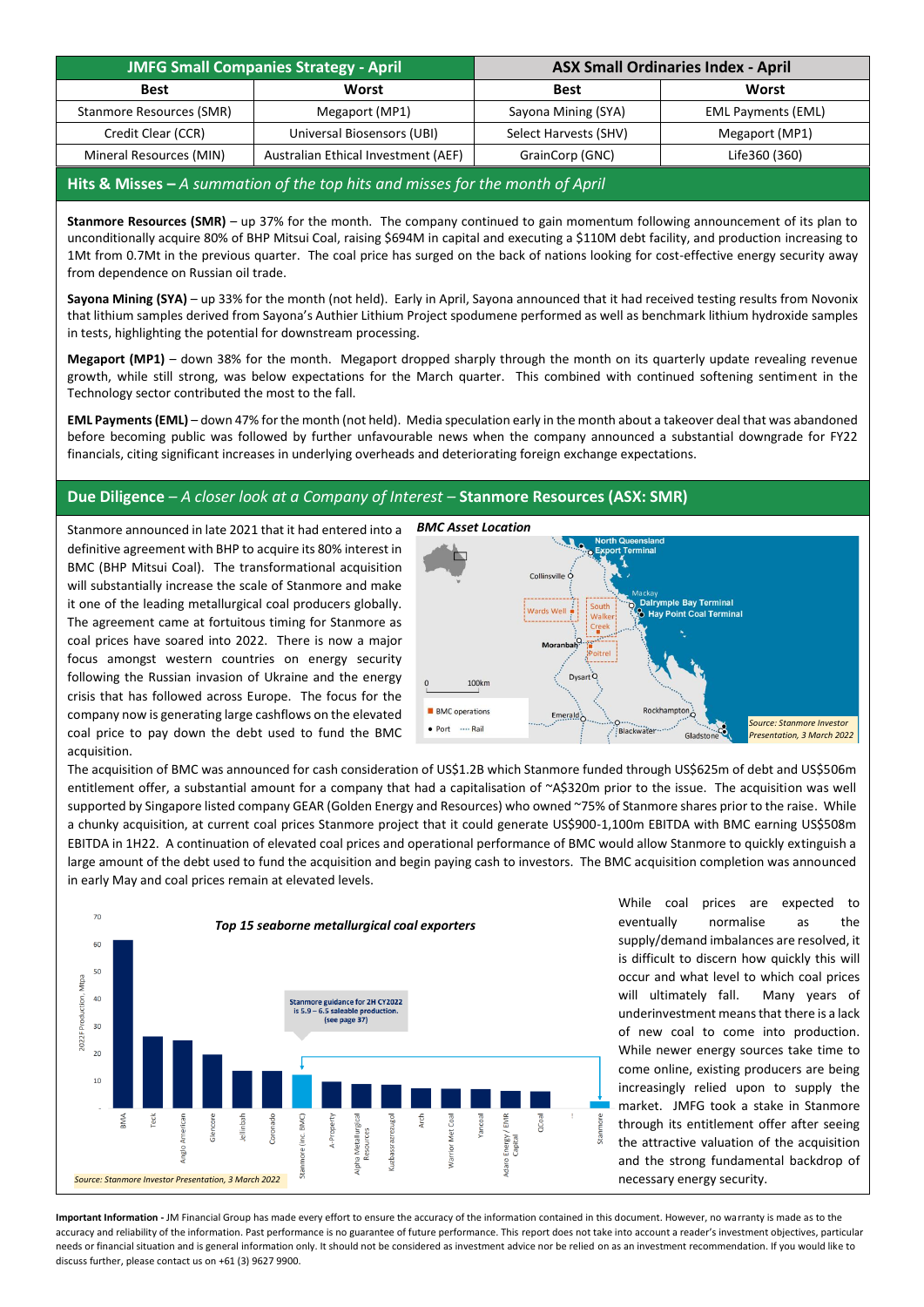| JMFG Small Companies Strategy - April | | ASX Small Ordinaries Index - April | |
|---|---|---|---|
| **Best** | **Worst** | **Best** | **Worst** |
| Stanmore Resources (SMR) | Megaport (MP1) | Sayona Mining (SYA) | EML Payments (EML) |
| Credit Clear (CCR) | Universal Biosensors (UBI) | Select Harvests (SHV) | Megaport (MP1) |
| Mineral Resources (MIN) | Australian Ethical Investment (AEF) | GrainCorp (GNC) | Life360 (360) |

## Hits & Misses – *A summation of the top hits and misses for the month of April*

**Stanmore Resources (SMR)** – up 37% for the month. The company continued to gain momentum following announcement of its plan to unconditionally acquire 80% of BHP Mitsui Coal, raising $694M in capital and executing a $110M debt facility, and production increasing to 1Mt from 0.7Mt in the previous quarter. The coal price has surged on the back of nations looking for cost-effective energy security away from dependence on Russian oil trade.

**Sayona Mining (SYA)** – up 33% for the month (not held). Early in April, Sayona announced that it had received testing results from Novonix that lithium samples derived from Sayona's Authier Lithium Project spodumene performed as well as benchmark lithium hydroxide samples in tests, highlighting the potential for downstream processing.

**Megaport (MP1)** – down 38% for the month. Megaport dropped sharply through the month on its quarterly update revealing revenue growth, while still strong, was below expectations for the March quarter. This combined with continued softening sentiment in the Technology sector contributed the most to the fall.

**EML Payments (EML)** – down 47% for the month (not held). Media speculation early in the month about a takeover deal that was abandoned before becoming public was followed by further unfavourable news when the company announced a substantial downgrade for FY22 financials, citing significant increases in underlying overheads and deteriorating foreign exchange expectations.

## Due Diligence – *A closer look at a Company of Interest* – Stanmore Resources (ASX: SMR)

Stanmore announced in late 2021 that it had entered into a definitive agreement with BHP to acquire its 80% interest in BMC (BHP Mitsui Coal). The transformational acquisition will substantially increase the scale of Stanmore and make it one of the leading metallurgical coal producers globally. The agreement came at fortuitous timing for Stanmore as coal prices have soared into 2022. There is now a major focus amongst western countries on energy security following the Russian invasion of Ukraine and the energy crisis that has followed across Europe. The focus for the company now is generating large cashflows on the elevated coal price to pay down the debt used to fund the BMC acquisition.

***BMC Asset Location***

North Queensland Export Terminal
Collinsville
Mackay
Dalrymple Bay Terminal
Hay Point Coal Terminal
Wards Well
South Walker Creek
Moranbah
Poitrel
Dysart
0 100km
BMC operations
Port
Rail
Emerald
Rockhampton
Blackwater
Gladstone
*Source: Stanmore Investor Presentation, 3 March 2022*

The acquisition of BMC was announced for cash consideration of US$1.2B which Stanmore funded through US$625m of debt and US$506m entitlement offer, a substantial amount for a company that had a capitalisation of ~A$320m prior to the issue. The acquisition was well supported by Singapore listed company GEAR (Golden Energy and Resources) who owned ~75% of Stanmore shares prior to the raise. While a chunky acquisition, at current coal prices Stanmore project that it could generate US$900-1,100m EBITDA with BMC earning US$508m EBITDA in 1H22. A continuation of elevated coal prices and operational performance of BMC would allow Stanmore to quickly extinguish a large amount of the debt used to fund the acquisition and begin paying cash to investors. The BMC acquisition completion was announced in early May and coal prices remain at elevated levels.

***Top 15 seaborne metallurgical coal exporters***

2022F Production, Mtpa
70
60
50
40
30
20
10
-
Stanmore guidance for 2H CY2022 is 5.9 – 6.5 saleable production. (see page 37)
BMA
Teck
Anglo American
Glencore
Jellinbah
Coronado
Stanmore (inc. BMC)
A-Property
Alpha Metallurgical Resources
Kuzbassrazrezugol
Arch
Warrior Met Coal
Yancoal
Adaro Energy / EMR Capital
QCoal
Stanmore
*Source: Stanmore Investor Presentation, 3 March 2022*

While coal prices are expected to eventually normalise as the supply/demand imbalances are resolved, it is difficult to discern how quickly this will occur and what level to which coal prices will ultimately fall. Many years of underinvestment means that there is a lack of new coal to come into production. While newer energy sources take time to come online, existing producers are being increasingly relied upon to supply the market. JMFG took a stake in Stanmore through its entitlement offer after seeing the attractive valuation of the acquisition and the strong fundamental backdrop of necessary energy security.

**Important Information -** JM Financial Group has made every effort to ensure the accuracy of the information contained in this document. However, no warranty is made as to the accuracy and reliability of the information. Past performance is no guarantee of future performance. This report does not take into account a reader's investment objectives, particular needs or financial situation and is general information only. It should not be considered as investment advice nor be relied on as an investment recommendation. If you would like to discuss further, please contact us on +61 (3) 9627 9900.